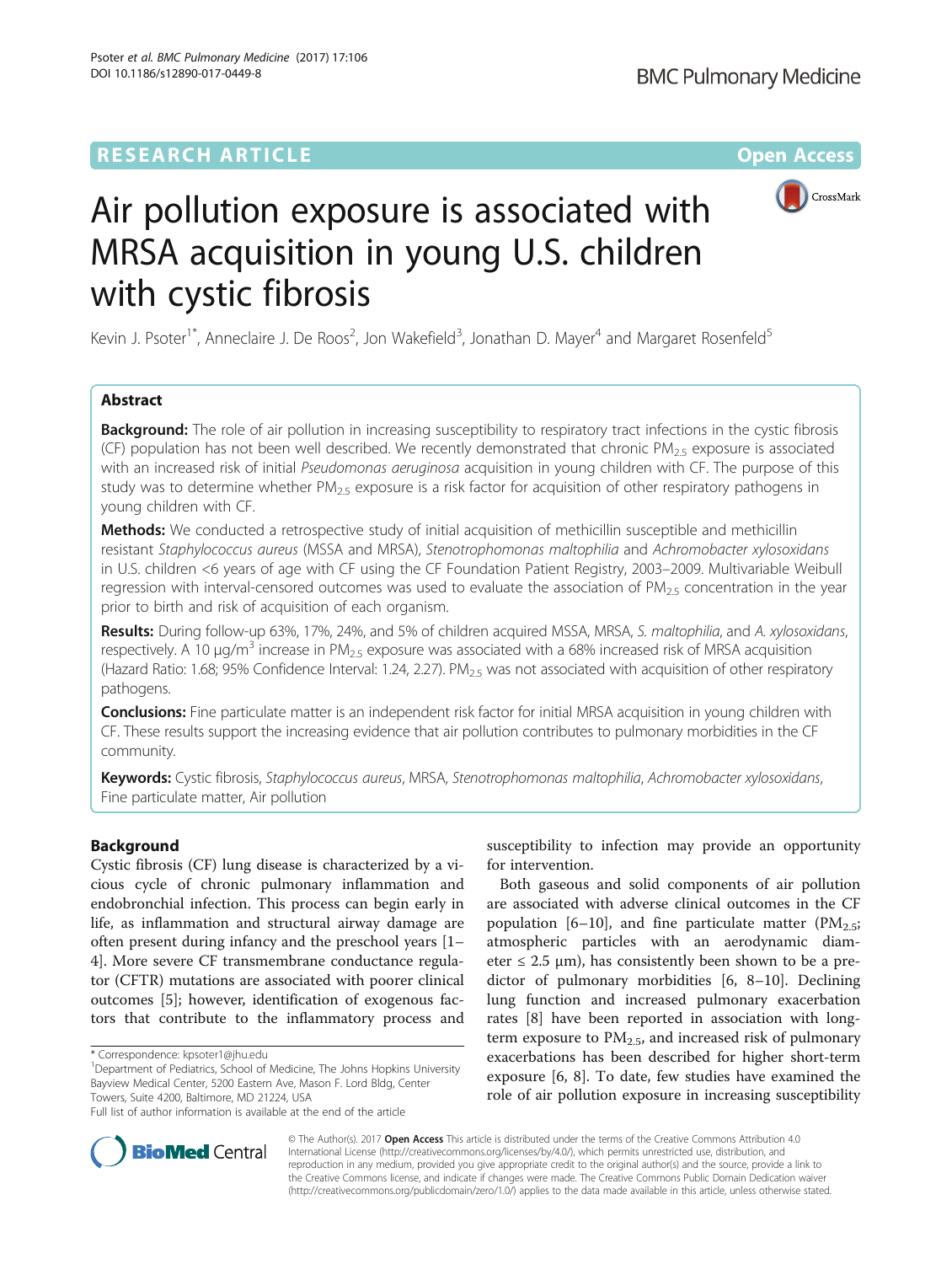RESEARCH ARTICLE

Open Access

# Air pollution exposure is associated with MRSA acquisition in young U.S. children with cystic fibrosis

Kevin J. Psoter[1*], Anneclaire J. De Roos[2], Jon Wakefield[3], Jonathan D. Mayer[4] and Margaret Rosenfeld[5]

## Abstract

**Background:** The role of air pollution in increasing susceptibility to respiratory tract infections in the cystic fibrosis (CF) population has not been well described. We recently demonstrated that chronic $PM_{2.5}$ exposure is associated with an increased risk of initial *Pseudomonas aeruginosa* acquisition in young children with CF. The purpose of this study was to determine whether $PM_{2.5}$ exposure is a risk factor for acquisition of other respiratory pathogens in young children with CF.

**Methods:** We conducted a retrospective study of initial acquisition of methicillin susceptible and methicillin resistant *Staphylococcus aureus* (MSSA and MRSA), *Stenotrophomonas maltophilia* and *Achromobacter xylosoxidans* in U.S. children <6 years of age with CF using the CF Foundation Patient Registry, 2003–2009. Multivariable Weibull regression with interval-censored outcomes was used to evaluate the association of $PM_{2.5}$ concentration in the year prior to birth and risk of acquisition of each organism.

**Results:** During follow-up 63%, 17%, 24%, and 5% of children acquired MSSA, MRSA, *S. maltophilia*, and *A. xylosoxidans*, respectively. A 10 μg/m$^3$ increase in $PM_{2.5}$ exposure was associated with a 68% increased risk of MRSA acquisition (Hazard Ratio: 1.68; 95% Confidence Interval: 1.24, 2.27). $PM_{2.5}$ was not associated with acquisition of other respiratory pathogens.

**Conclusions:** Fine particulate matter is an independent risk factor for initial MRSA acquisition in young children with CF. These results support the increasing evidence that air pollution contributes to pulmonary morbidities in the CF community.

**Keywords:** Cystic fibrosis, *Staphylococcus aureus*, MRSA, *Stenotrophomonas maltophilia*, *Achromobacter xylosoxidans*, Fine particulate matter, Air pollution

## Background

Cystic fibrosis (CF) lung disease is characterized by a vicious cycle of chronic pulmonary inflammation and endobronchial infection. This process can begin early in life, as inflammation and structural airway damage are often present during infancy and the preschool years [1–4]. More severe CF transmembrane conductance regulator (CFTR) mutations are associated with poorer clinical outcomes [5]; however, identification of exogenous factors that contribute to the inflammatory process and susceptibility to infection may provide an opportunity for intervention.

Both gaseous and solid components of air pollution are associated with adverse clinical outcomes in the CF population [6–10], and fine particulate matter ($PM_{2.5}$; atmospheric particles with an aerodynamic diameter ≤ 2.5 μm), has consistently been shown to be a predictor of pulmonary morbidities [6, 8–10]. Declining lung function and increased pulmonary exacerbation rates [8] have been reported in association with long-term exposure to $PM_{2.5}$, and increased risk of pulmonary exacerbations has been described for higher short-term exposure [6, 8]. To date, few studies have examined the role of air pollution exposure in increasing susceptibility

\* Correspondence: kpsoter1@jhu.edu
[1]Department of Pediatrics, School of Medicine, The Johns Hopkins University Bayview Medical Center, 5200 Eastern Ave, Mason F. Lord Bldg, Center Towers, Suite 4200, Baltimore, MD 21224, USA
Full list of author information is available at the end of the article

© The Author(s). 2017 **Open Access** This article is distributed under the terms of the Creative Commons Attribution 4.0 International License (http://creativecommons.org/licenses/by/4.0/), which permits unrestricted use, distribution, and reproduction in any medium, provided you give appropriate credit to the original author(s) and the source, provide a link to the Creative Commons license, and indicate if changes were made. The Creative Commons Public Domain Dedication waiver (http://creativecommons.org/publicdomain/zero/1.0/) applies to the data made available in this article, unless otherwise stated.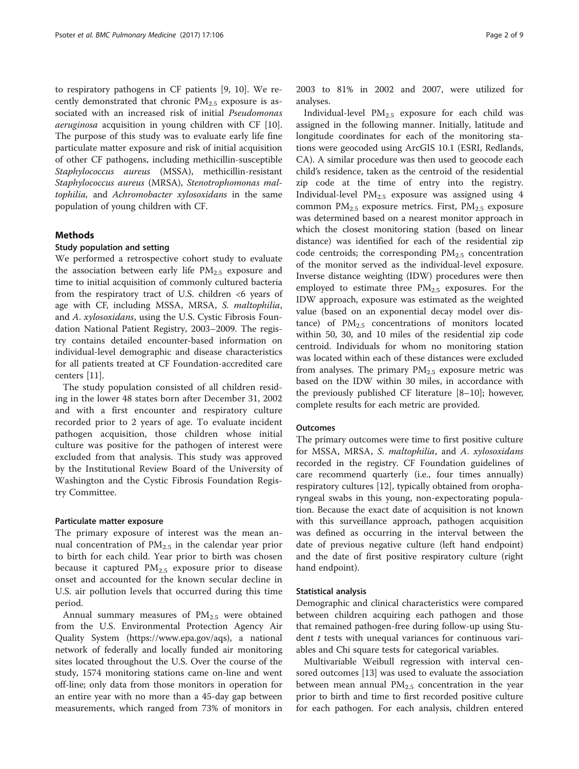to respiratory pathogens in CF patients [9, 10]. We recently demonstrated that chronic $PM_{2.5}$ exposure is associated with an increased risk of initial *Pseudomonas aeruginosa* acquisition in young children with CF [10]. The purpose of this study was to evaluate early life fine particulate matter exposure and risk of initial acquisition of other CF pathogens, including methicillin-susceptible *Staphylococcus aureus* (MSSA), methicillin-resistant *Staphylococcus aureus* (MRSA), *Stenotrophomonas maltophilia,* and *Achromobacter xylosoxidans* in the same population of young children with CF.

## Methods

### Study population and setting

We performed a retrospective cohort study to evaluate the association between early life $PM_{2.5}$ exposure and time to initial acquisition of commonly cultured bacteria from the respiratory tract of U.S. children <6 years of age with CF, including MSSA, MRSA, *S. maltophilia*, and *A. xylosoxidans*, using the U.S. Cystic Fibrosis Foundation National Patient Registry, 2003–2009. The registry contains detailed encounter-based information on individual-level demographic and disease characteristics for all patients treated at CF Foundation-accredited care centers [11].

The study population consisted of all children residing in the lower 48 states born after December 31, 2002 and with a first encounter and respiratory culture recorded prior to 2 years of age. To evaluate incident pathogen acquisition, those children whose initial culture was positive for the pathogen of interest were excluded from that analysis. This study was approved by the Institutional Review Board of the University of Washington and the Cystic Fibrosis Foundation Registry Committee.

#### Particulate matter exposure

The primary exposure of interest was the mean annual concentration of $PM_{2.5}$ in the calendar year prior to birth for each child. Year prior to birth was chosen because it captured $PM_{2.5}$ exposure prior to disease onset and accounted for the known secular decline in U.S. air pollution levels that occurred during this time period.

Annual summary measures of $PM_{2.5}$ were obtained from the U.S. Environmental Protection Agency Air Quality System (https://www.epa.gov/aqs), a national network of federally and locally funded air monitoring sites located throughout the U.S. Over the course of the study, 1574 monitoring stations came on-line and went off-line; only data from those monitors in operation for an entire year with no more than a 45-day gap between measurements, which ranged from 73% of monitors in 2003 to 81% in 2002 and 2007, were utilized for analyses.

Individual-level $PM_{2.5}$ exposure for each child was assigned in the following manner. Initially, latitude and longitude coordinates for each of the monitoring stations were geocoded using ArcGIS 10.1 (ESRI, Redlands, CA). A similar procedure was then used to geocode each child's residence, taken as the centroid of the residential zip code at the time of entry into the registry. Individual-level $PM_{2.5}$ exposure was assigned using 4 common $PM_{2.5}$ exposure metrics. First, $PM_{2.5}$ exposure was determined based on a nearest monitor approach in which the closest monitoring station (based on linear distance) was identified for each of the residential zip code centroids; the corresponding $PM_{2.5}$ concentration of the monitor served as the individual-level exposure. Inverse distance weighting (IDW) procedures were then employed to estimate three $PM_{2.5}$ exposures. For the IDW approach, exposure was estimated as the weighted value (based on an exponential decay model over distance) of $PM_{2.5}$ concentrations of monitors located within 50, 30, and 10 miles of the residential zip code centroid. Individuals for whom no monitoring station was located within each of these distances were excluded from analyses. The primary $PM_{2.5}$ exposure metric was based on the IDW within 30 miles, in accordance with the previously published CF literature [8–10]; however, complete results for each metric are provided.

#### Outcomes

The primary outcomes were time to first positive culture for MSSA, MRSA, *S. maltophilia*, and *A. xylosoxidans* recorded in the registry. CF Foundation guidelines of care recommend quarterly (i.e., four times annually) respiratory cultures [12], typically obtained from oropharyngeal swabs in this young, non-expectorating population. Because the exact date of acquisition is not known with this surveillance approach, pathogen acquisition was defined as occurring in the interval between the date of previous negative culture (left hand endpoint) and the date of first positive respiratory culture (right hand endpoint).

#### Statistical analysis

Demographic and clinical characteristics were compared between children acquiring each pathogen and those that remained pathogen-free during follow-up using Student *t* tests with unequal variances for continuous variables and Chi square tests for categorical variables.

Multivariable Weibull regression with interval censored outcomes [13] was used to evaluate the association between mean annual $PM_{2.5}$ concentration in the year prior to birth and time to first recorded positive culture for each pathogen. For each analysis, children entered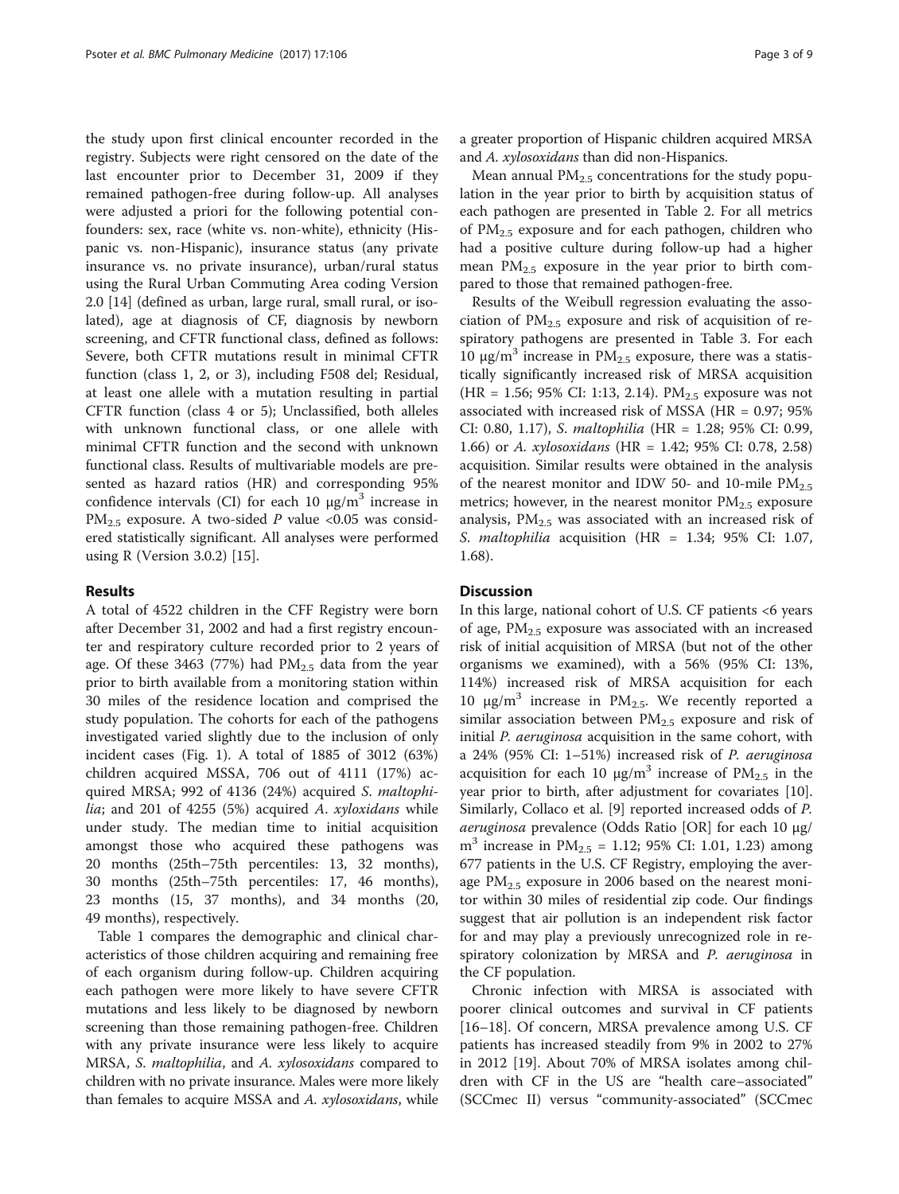the study upon first clinical encounter recorded in the registry. Subjects were right censored on the date of the last encounter prior to December 31, 2009 if they remained pathogen-free during follow-up. All analyses were adjusted a priori for the following potential confounders: sex, race (white vs. non-white), ethnicity (Hispanic vs. non-Hispanic), insurance status (any private insurance vs. no private insurance), urban/rural status using the Rural Urban Commuting Area coding Version 2.0 [14] (defined as urban, large rural, small rural, or isolated), age at diagnosis of CF, diagnosis by newborn screening, and CFTR functional class, defined as follows: Severe, both CFTR mutations result in minimal CFTR function (class 1, 2, or 3), including F508 del; Residual, at least one allele with a mutation resulting in partial CFTR function (class 4 or 5); Unclassified, both alleles with unknown functional class, or one allele with minimal CFTR function and the second with unknown functional class. Results of multivariable models are presented as hazard ratios (HR) and corresponding 95% confidence intervals (CI) for each 10 $\mu g/m^3$ increase in $PM_{2.5}$ exposure. A two-sided $P$ value <0.05 was considered statistically significant. All analyses were performed using R (Version 3.0.2) [15].

## Results

A total of 4522 children in the CFF Registry were born after December 31, 2002 and had a first registry encounter and respiratory culture recorded prior to 2 years of age. Of these 3463 (77%) had $PM_{2.5}$ data from the year prior to birth available from a monitoring station within 30 miles of the residence location and comprised the study population. The cohorts for each of the pathogens investigated varied slightly due to the inclusion of only incident cases (Fig. 1). A total of 1885 of 3012 (63%) children acquired MSSA, 706 out of 4111 (17%) acquired MRSA; 992 of 4136 (24%) acquired *S. maltophilia*; and 201 of 4255 (5%) acquired *A. xyloxidans* while under study. The median time to initial acquisition amongst those who acquired these pathogens was 20 months (25th–75th percentiles: 13, 32 months), 30 months (25th–75th percentiles: 17, 46 months), 23 months (15, 37 months), and 34 months (20, 49 months), respectively.

Table 1 compares the demographic and clinical characteristics of those children acquiring and remaining free of each organism during follow-up. Children acquiring each pathogen were more likely to have severe CFTR mutations and less likely to be diagnosed by newborn screening than those remaining pathogen-free. Children with any private insurance were less likely to acquire MRSA, *S. maltophilia*, and *A. xylosoxidans* compared to children with no private insurance. Males were more likely than females to acquire MSSA and *A. xylosoxidans*, while a greater proportion of Hispanic children acquired MRSA and *A. xylosoxidans* than did non-Hispanics.

Mean annual $PM_{2.5}$ concentrations for the study population in the year prior to birth by acquisition status of each pathogen are presented in Table 2. For all metrics of $PM_{2.5}$ exposure and for each pathogen, children who had a positive culture during follow-up had a higher mean $PM_{2.5}$ exposure in the year prior to birth compared to those that remained pathogen-free.

Results of the Weibull regression evaluating the association of $PM_{2.5}$ exposure and risk of acquisition of respiratory pathogens are presented in Table 3. For each 10 $\mu g/m^3$ increase in $PM_{2.5}$ exposure, there was a statistically significantly increased risk of MRSA acquisition (HR = 1.56; 95% CI: 1:13, 2.14). $PM_{2.5}$ exposure was not associated with increased risk of MSSA (HR = 0.97; 95% CI: 0.80, 1.17), *S. maltophilia* (HR = 1.28; 95% CI: 0.99, 1.66) or *A. xylosoxidans* (HR = 1.42; 95% CI: 0.78, 2.58) acquisition. Similar results were obtained in the analysis of the nearest monitor and IDW 50- and 10-mile $PM_{2.5}$ metrics; however, in the nearest monitor $PM_{2.5}$ exposure analysis, $PM_{2.5}$ was associated with an increased risk of *S. maltophilia* acquisition (HR = 1.34; 95% CI: 1.07, 1.68).

## Discussion

In this large, national cohort of U.S. CF patients <6 years of age, $PM_{2.5}$ exposure was associated with an increased risk of initial acquisition of MRSA (but not of the other organisms we examined), with a 56% (95% CI: 13%, 114%) increased risk of MRSA acquisition for each 10 $\mu g/m^3$ increase in $PM_{2.5}$. We recently reported a similar association between $PM_{2.5}$ exposure and risk of initial *P. aeruginosa* acquisition in the same cohort, with a 24% (95% CI: 1–51%) increased risk of *P. aeruginosa* acquisition for each 10 $\mu g/m^3$ increase of $PM_{2.5}$ in the year prior to birth, after adjustment for covariates [10]. Similarly, Collaco et al. [9] reported increased odds of *P. aeruginosa* prevalence (Odds Ratio [OR] for each 10 $\mu g/m^3$ increase in $PM_{2.5}$ = 1.12; 95% CI: 1.01, 1.23) among 677 patients in the U.S. CF Registry, employing the average $PM_{2.5}$ exposure in 2006 based on the nearest monitor within 30 miles of residential zip code. Our findings suggest that air pollution is an independent risk factor for and may play a previously unrecognized role in respiratory colonization by MRSA and *P. aeruginosa* in the CF population.

Chronic infection with MRSA is associated with poorer clinical outcomes and survival in CF patients [16–18]. Of concern, MRSA prevalence among U.S. CF patients has increased steadily from 9% in 2002 to 27% in 2012 [19]. About 70% of MRSA isolates among children with CF in the US are "health care–associated" (SCCmec II) versus "community-associated" (SCCmec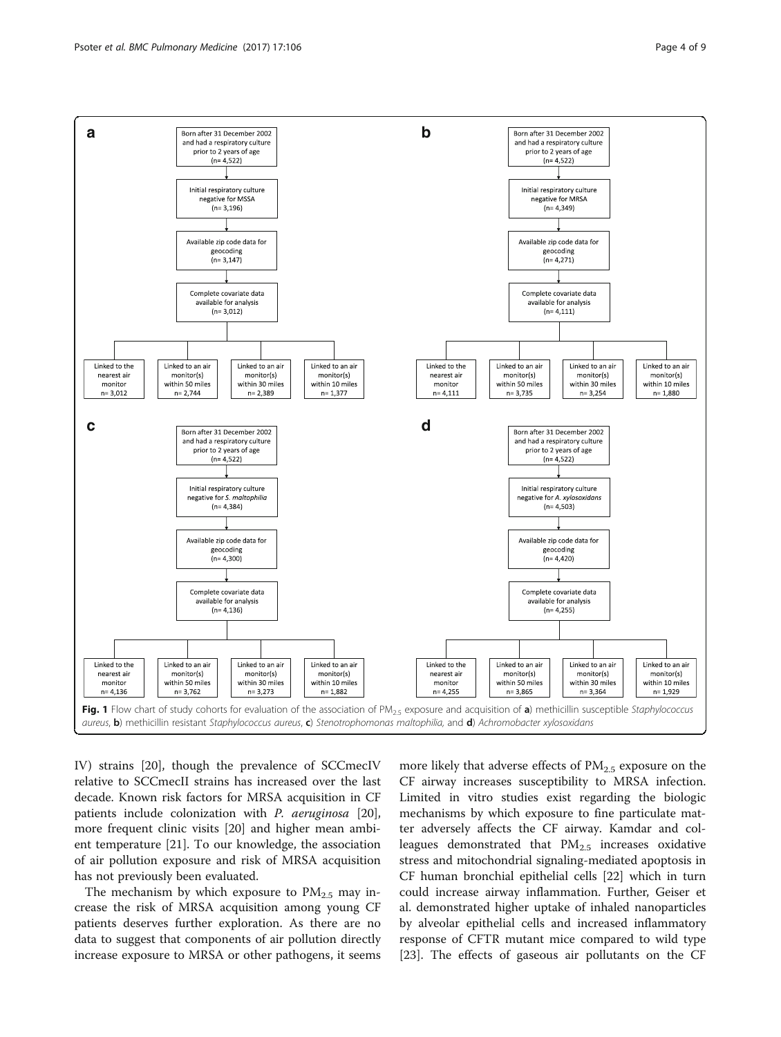**a**

Born after 31 December 2002 and had a respiratory culture prior to 2 years of age (n= 4,522)

Initial respiratory culture negative for MSSA (n= 3,196)

Available zip code data for geocoding (n= 3,147)

Complete covariate data available for analysis (n= 3,012)

- Linked to the nearest air monitor n= 3,012
- Linked to an air monitor(s) within 50 miles n= 2,744
- Linked to an air monitor(s) within 30 miles n= 2,389
- Linked to an air monitor(s) within 10 miles n= 1,377

**b**

Born after 31 December 2002 and had a respiratory culture prior to 2 years of age (n= 4,522)

Initial respiratory culture negative for MRSA (n= 4,349)

Available zip code data for geocoding (n= 4,271)

Complete covariate data available for analysis (n= 4,111)

- Linked to the nearest air monitor n= 4,111
- Linked to an air monitor(s) within 50 miles n= 3,735
- Linked to an air monitor(s) within 30 miles n= 3,254
- Linked to an air monitor(s) within 10 miles n= 1,880

**c**

Born after 31 December 2002 and had a respiratory culture prior to 2 years of age (n= 4,522)

Initial respiratory culture negative for *S. maltophilia* (n= 4,384)

Available zip code data for geocoding (n= 4,300)

Complete covariate data available for analysis (n= 4,136)

- Linked to the nearest air monitor n= 4,136
- Linked to an air monitor(s) within 50 miles n= 3,762
- Linked to an air monitor(s) within 30 miles n= 3,273
- Linked to an air monitor(s) within 10 miles n= 1,882

**d**

Born after 31 December 2002 and had a respiratory culture prior to 2 years of age (n= 4,522)

Initial respiratory culture negative for *A. xylosoxidans* (n= 4,503)

Available zip code data for geocoding (n= 4,420)

Complete covariate data available for analysis (n= 4,255)

- Linked to the nearest air monitor n= 4,255
- Linked to an air monitor(s) within 50 miles n= 3,865
- Linked to an air monitor(s) within 30 miles n= 3,364
- Linked to an air monitor(s) within 10 miles n= 1,929

**Fig. 1** Flow chart of study cohorts for evaluation of the association of $PM_{2.5}$ exposure and acquisition of **a**) methicillin susceptible *Staphylococcus aureus*, **b**) methicillin resistant *Staphylococcus aureus*, **c**) *Stenotrophomonas maltophilia*, and **d**) *Achromobacter xylosoxidans*

IV) strains [20], though the prevalence of SCCmecIV relative to SCCmecII strains has increased over the last decade. Known risk factors for MRSA acquisition in CF patients include colonization with *P. aeruginosa* [20], more frequent clinic visits [20] and higher mean ambient temperature [21]. To our knowledge, the association of air pollution exposure and risk of MRSA acquisition has not previously been evaluated.

The mechanism by which exposure to $PM_{2.5}$ may increase the risk of MRSA acquisition among young CF patients deserves further exploration. As there are no data to suggest that components of air pollution directly increase exposure to MRSA or other pathogens, it seems more likely that adverse effects of $PM_{2.5}$ exposure on the CF airway increases susceptibility to MRSA infection. Limited in vitro studies exist regarding the biologic mechanisms by which exposure to fine particulate matter adversely affects the CF airway. Kamdar and colleagues demonstrated that $PM_{2.5}$ increases oxidative stress and mitochondrial signaling-mediated apoptosis in CF human bronchial epithelial cells [22] which in turn could increase airway inflammation. Further, Geiser et al. demonstrated higher uptake of inhaled nanoparticles by alveolar epithelial cells and increased inflammatory response of CFTR mutant mice compared to wild type [23]. The effects of gaseous air pollutants on the CF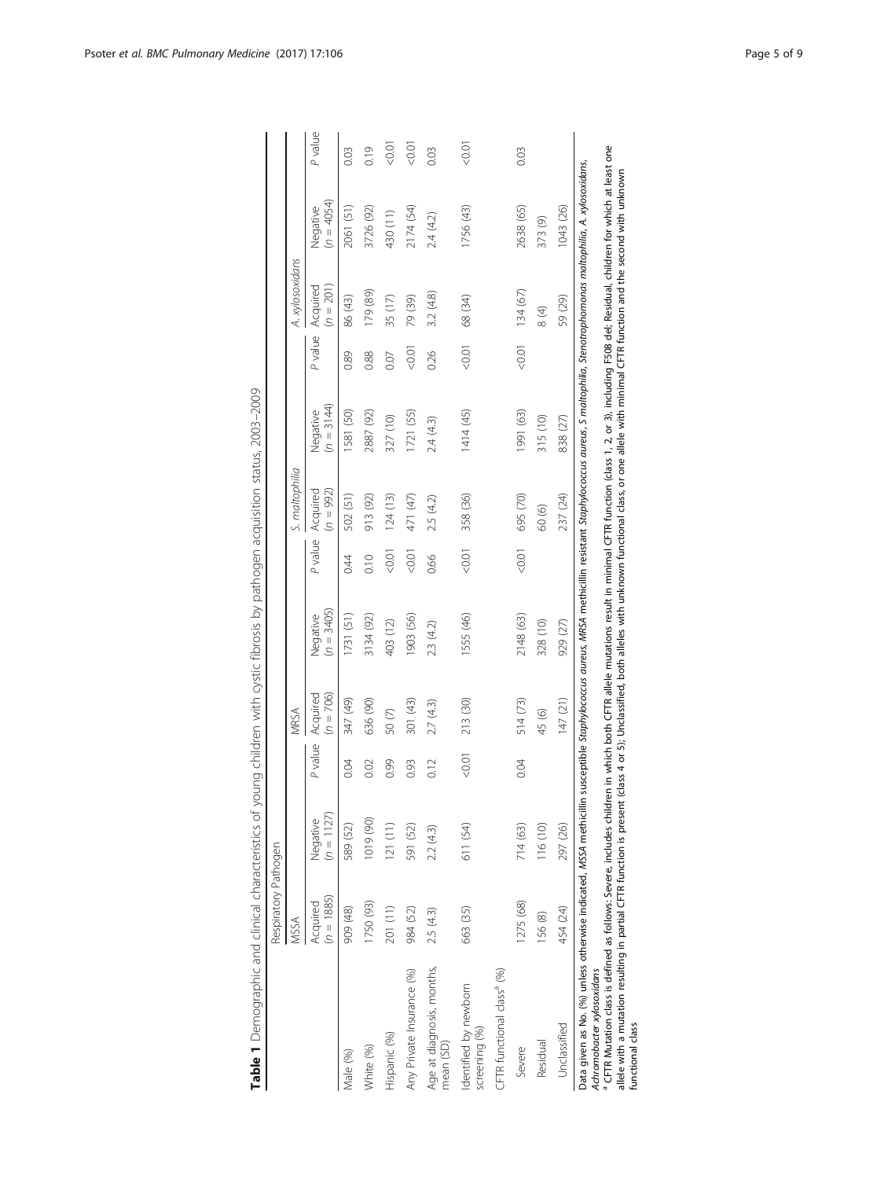**Table 1** Demographic and clinical characteristics of young children with cystic fibrosis by pathogen acquisition status, 2003–2009

| | Respiratory Pathogen | | | | | | | | | | | |
|---|---|---|---|---|---|---|---|---|---|---|---|---|
| | MSSA | | | MRSA | | | S. maltophilia | | | A. xylosoxidans | | |
| | Acquired ($n$ = 1885) | Negative ($n$ = 1127) | P value | Acquired ($n$ = 706) | Negative ($n$ = 3405) | P value | Acquired ($n$ = 992) | Negative ($n$ = 3144) | P value | Acquired ($n$ = 201) | Negative ($n$ = 4054) | P value |
| Male (%) | 909 (48) | 589 (52) | 0.04 | 347 (49) | 1731 (51) | 0.44 | 502 (51) | 1581 (50) | 0.89 | 86 (43) | 2061 (51) | 0.03 |
| White (%) | 1750 (93) | 1019 (90) | 0.02 | 636 (90) | 3134 (92) | 0.10 | 913 (92) | 2887 (92) | 0.88 | 179 (89) | 3726 (92) | 0.19 |
| Hispanic (%) | 201 (11) | 121 (11) | 0.99 | 50 (7) | 403 (12) | <0.01 | 124 (13) | 327 (10) | 0.07 | 35 (17) | 430 (11) | <0.01 |
| Any Private Insurance (%) | 984 (52) | 591 (52) | 0.93 | 301 (43) | 1903 (56) | <0.01 | 471 (47) | 1721 (55) | <0.01 | 79 (39) | 2174 (54) | <0.01 |
| Age at diagnosis, months, mean (SD) | 2.5 (4.3) | 2.2 (4.3) | 0.12 | 2.7 (4.3) | 2.3 (4.2) | 0.66 | 2.5 (4.2) | 2.4 (4.3) | 0.26 | 3.2 (4.8) | 2.4 (4.2) | 0.03 |
| Identified by newborn screening (%) | 663 (35) | 611 (54) | <0.01 | 213 (30) | 1555 (46) | <0.01 | 358 (36) | 1414 (45) | <0.01 | 68 (34) | 1756 (43) | <0.01 |
| CFTR functional class[a] (%) | | | | | | | | | | | | |
| Severe | 1275 (68) | 714 (63) | 0.04 | 514 (73) | 2148 (63) | <0.01 | 695 (70) | 1991 (63) | <0.01 | 134 (67) | 2638 (65) | 0.03 |
| Residual | 156 (8) | 116 (10) | | 45 (6) | 328 (10) | | 60 (6) | 315 (10) | | 8 (4) | 373 (9) | |
| Unclassified | 454 (24) | 297 (26) | | 147 (21) | 929 (27) | | 237 (24) | 838 (27) | | 59 (29) | 1043 (26) | |

Data given as No. (%) unless otherwise indicated, *MSSA* methicillin susceptible *Staphylococcus aureus*, *MRSA* methicillin resistant *Staphylococcus aureus*, *S maltophilia*, *Stenotrophomonas maltophilia*, *A. xylosoxidans*, *Achromobacter xylosoxidans*

[a] CFTR Mutation class is defined as follows: Severe, includes children in which both CFTR allele mutations result in minimal CFTR function (class 1, 2, or 3), including F508 del; Residual, children for which at least one allele with a mutation resulting in partial CFTR function is present (class 4 or 5); Unclassified, both alleles with unknown functional class, or one allele with minimal CFTR function and the second with unknown functional class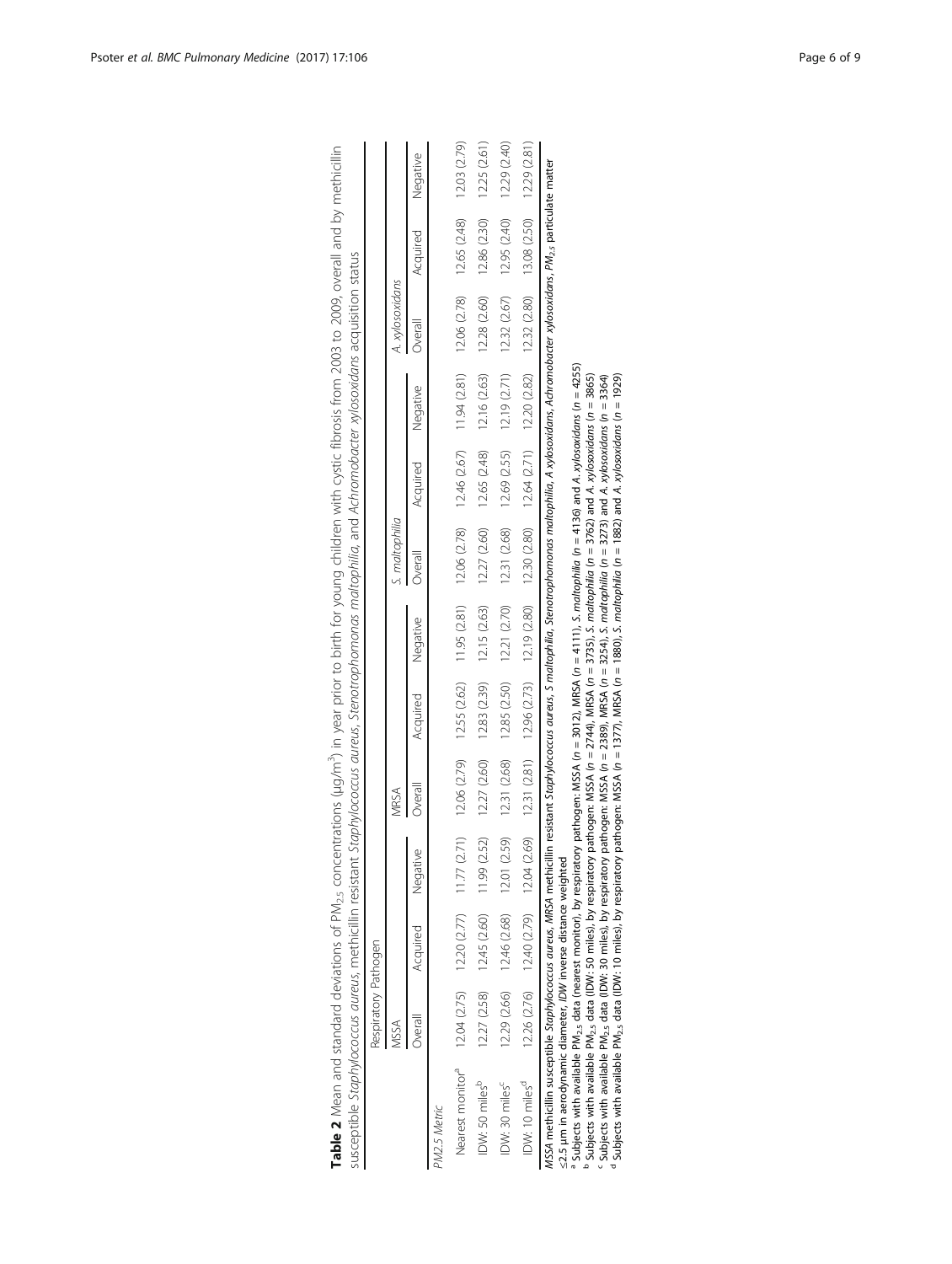**Table 2** Mean and standard deviations of $PM_{2.5}$ concentrations (μg/m$^3$) in year prior to birth for young children with cystic fibrosis from 2003 to 2009, overall and by methicillin susceptible *Staphylococcus aureus*, methicillin resistant *Staphylococcus aureus*, *Stenotrophomonas maltophilia*, and *Achromobacter xylosoxidans* acquisition status

| | Respiratory Pathogen | | | | | | | | | | | |
|---|---|---|---|---|---|---|---|---|---|---|---|---|
| | MSSA | | | MRSA | | | *S. maltophilia* | | | *A. xylosoxidans* | | |
| | Overall | Acquired | Negative | Overall | Acquired | Negative | Overall | Acquired | Negative | Overall | Acquired | Negative |
| *PM2.5 Metric* | | | | | | | | | | | | |
| Nearest monitor[a] | 12.04 (2.75) | 12.20 (2.77) | 11.77 (2.71) | 12.06 (2.79) | 12.55 (2.62) | 11.95 (2.81) | 12.06 (2.78) | 12.46 (2.67) | 11.94 (2.81) | 12.06 (2.78) | 12.65 (2.48) | 12.03 (2.79) |
| IDW: 50 miles[b] | 12.27 (2.58) | 12.45 (2.60) | 11.99 (2.52) | 12.27 (2.60) | 12.83 (2.39) | 12.15 (2.63) | 12.27 (2.60) | 12.65 (2.48) | 12.16 (2.63) | 12.28 (2.60) | 12.86 (2.30) | 12.25 (2.61) |
| IDW: 30 miles[c] | 12.29 (2.66) | 12.46 (2.68) | 12.01 (2.59) | 12.31 (2.68) | 12.85 (2.50) | 12.21 (2.70) | 12.31 (2.68) | 12.69 (2.55) | 12.19 (2.71) | 12.32 (2.67) | 12.95 (2.40) | 12.29 (2.40) |
| IDW: 10 miles[d] | 12.26 (2.76) | 12.40 (2.79) | 12.04 (2.69) | 12.31 (2.81) | 12.96 (2.73) | 12.19 (2.80) | 12.30 (2.80) | 12.64 (2.71) | 12.20 (2.82) | 12.32 (2.80) | 13.08 (2.50) | 12.29 (2.81) |

*MSSA* methicillin susceptible *Staphylococcus aureus*, *MRSA* methicillin resistant *Staphylococcus aureus*, *S maltophilia*, *Stenotrophomonas maltophilia*, *A xylosoxidans*, *Achromobacter xylosoxidans*, $PM_{2.5}$ particulate matter ≤2.5 μm in aerodynamic diameter, *IDW* inverse distance weighted

[a] Subjects with available $PM_{2.5}$ data (nearest monitor), by respiratory pathogen: MSSA ($n$ = 3012), MRSA ($n$ = 4111), *S. maltophilia* ($n$ = 4136) and *A. xylosoxidans* ($n$ = 4255)

[b] Subjects with available $PM_{2.5}$ data (IDW: 50 miles), by respiratory pathogen: MSSA ($n$ = 2744), MRSA ($n$ = 3735), *S. maltophilia* ($n$ = 3762) and *A. xylosoxidans* ($n$ = 3865)

[c] Subjects with available $PM_{2.5}$ data (IDW: 30 miles), by respiratory pathogen: MSSA ($n$ = 2389), MRSA ($n$ = 3254), *S. maltophilia* ($n$ = 3273) and *A. xylosoxidans* ($n$ = 3364)

[d] Subjects with available $PM_{2.5}$ data (IDW: 10 miles), by respiratory pathogen: MSSA ($n$ = 1377), MRSA ($n$ = 1880), *S. maltophilia* ($n$ = 1882) and *A. xylosoxidans* ($n$ = 1929)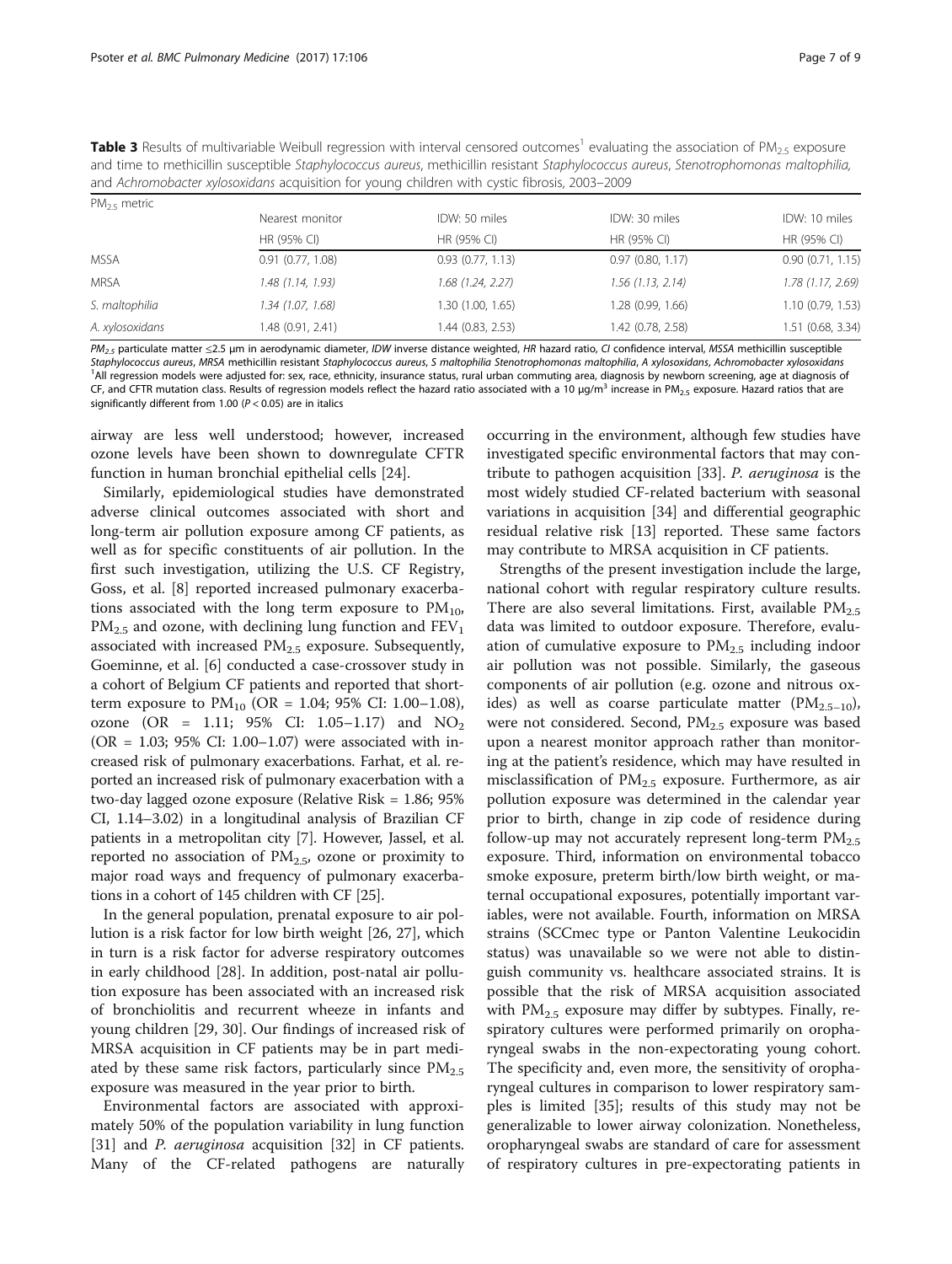**Table 3** Results of multivariable Weibull regression with interval censored outcomes[1] evaluating the association of $PM_{2.5}$ exposure and time to methicillin susceptible *Staphylococcus aureus*, methicillin resistant *Staphylococcus aureus*, *Stenotrophomonas maltophilia*, and *Achromobacter xylosoxidans* acquisition for young children with cystic fibrosis, 2003–2009

| $PM_{2.5}$ metric | Nearest monitor | IDW: 50 miles | IDW: 30 miles | IDW: 10 miles |
|---|---|---|---|---|
| | HR (95% CI) | HR (95% CI) | HR (95% CI) | HR (95% CI) |
| MSSA | 0.91 (0.77, 1.08) | 0.93 (0.77, 1.13) | 0.97 (0.80, 1.17) | 0.90 (0.71, 1.15) |
| MRSA | *1.48 (1.14, 1.93)* | *1.68 (1.24, 2.27)* | *1.56 (1.13, 2.14)* | *1.78 (1.17, 2.69)* |
| *S. maltophilia* | *1.34 (1.07, 1.68)* | 1.30 (1.00, 1.65) | 1.28 (0.99, 1.66) | 1.10 (0.79, 1.53) |
| *A. xylosoxidans* | 1.48 (0.91, 2.41) | 1.44 (0.83, 2.53) | 1.42 (0.78, 2.58) | 1.51 (0.68, 3.34) |

*$PM_{2.5}$* particulate matter ≤2.5 μm in aerodynamic diameter, *IDW* inverse distance weighted, *HR* hazard ratio, *CI* confidence interval, *MSSA* methicillin susceptible *Staphylococcus aureus*, *MRSA* methicillin resistant *Staphylococcus aureus*, *S maltophilia Stenotrophomonas maltophilia*, *A xylosoxidans*, *Achromobacter xylosoxidans*
[1]All regression models were adjusted for: sex, race, ethnicity, insurance status, rural urban commuting area, diagnosis by newborn screening, age at diagnosis of CF, and CFTR mutation class. Results of regression models reflect the hazard ratio associated with a 10 μg/m$^3$ increase in $PM_{2.5}$ exposure. Hazard ratios that are significantly different from 1.00 ($P < 0.05$) are in italics

airway are less well understood; however, increased ozone levels have been shown to downregulate CFTR function in human bronchial epithelial cells [24].

Similarly, epidemiological studies have demonstrated adverse clinical outcomes associated with short and long-term air pollution exposure among CF patients, as well as for specific constituents of air pollution. In the first such investigation, utilizing the U.S. CF Registry, Goss, et al. [8] reported increased pulmonary exacerbations associated with the long term exposure to $PM_{10}$, $PM_{2.5}$ and ozone, with declining lung function and $FEV_1$ associated with increased $PM_{2.5}$ exposure. Subsequently, Goeminne, et al. [6] conducted a case-crossover study in a cohort of Belgium CF patients and reported that short-term exposure to $PM_{10}$ (OR = 1.04; 95% CI: 1.00–1.08), ozone (OR = 1.11; 95% CI: 1.05–1.17) and $NO_2$ (OR = 1.03; 95% CI: 1.00–1.07) were associated with increased risk of pulmonary exacerbations. Farhat, et al. reported an increased risk of pulmonary exacerbation with a two-day lagged ozone exposure (Relative Risk = 1.86; 95% CI, 1.14–3.02) in a longitudinal analysis of Brazilian CF patients in a metropolitan city [7]. However, Jassel, et al. reported no association of $PM_{2.5}$, ozone or proximity to major road ways and frequency of pulmonary exacerbations in a cohort of 145 children with CF [25].

In the general population, prenatal exposure to air pollution is a risk factor for low birth weight [26, 27], which in turn is a risk factor for adverse respiratory outcomes in early childhood [28]. In addition, post-natal air pollution exposure has been associated with an increased risk of bronchiolitis and recurrent wheeze in infants and young children [29, 30]. Our findings of increased risk of MRSA acquisition in CF patients may be in part mediated by these same risk factors, particularly since $PM_{2.5}$ exposure was measured in the year prior to birth.

Environmental factors are associated with approximately 50% of the population variability in lung function [31] and *P. aeruginosa* acquisition [32] in CF patients. Many of the CF-related pathogens are naturally occurring in the environment, although few studies have investigated specific environmental factors that may contribute to pathogen acquisition [33]. *P. aeruginosa* is the most widely studied CF-related bacterium with seasonal variations in acquisition [34] and differential geographic residual relative risk [13] reported. These same factors may contribute to MRSA acquisition in CF patients.

Strengths of the present investigation include the large, national cohort with regular respiratory culture results. There are also several limitations. First, available $PM_{2.5}$ data was limited to outdoor exposure. Therefore, evaluation of cumulative exposure to $PM_{2.5}$ including indoor air pollution was not possible. Similarly, the gaseous components of air pollution (e.g. ozone and nitrous oxides) as well as coarse particulate matter ($PM_{2.5-10}$), were not considered. Second, $PM_{2.5}$ exposure was based upon a nearest monitor approach rather than monitoring at the patient's residence, which may have resulted in misclassification of $PM_{2.5}$ exposure. Furthermore, as air pollution exposure was determined in the calendar year prior to birth, change in zip code of residence during follow-up may not accurately represent long-term $PM_{2.5}$ exposure. Third, information on environmental tobacco smoke exposure, preterm birth/low birth weight, or maternal occupational exposures, potentially important variables, were not available. Fourth, information on MRSA strains (SCCmec type or Panton Valentine Leukocidin status) was unavailable so we were not able to distinguish community vs. healthcare associated strains. It is possible that the risk of MRSA acquisition associated with $PM_{2.5}$ exposure may differ by subtypes. Finally, respiratory cultures were performed primarily on oropharyngeal swabs in the non-expectorating young cohort. The specificity and, even more, the sensitivity of oropharyngeal cultures in comparison to lower respiratory samples is limited [35]; results of this study may not be generalizable to lower airway colonization. Nonetheless, oropharyngeal swabs are standard of care for assessment of respiratory cultures in pre-expectorating patients in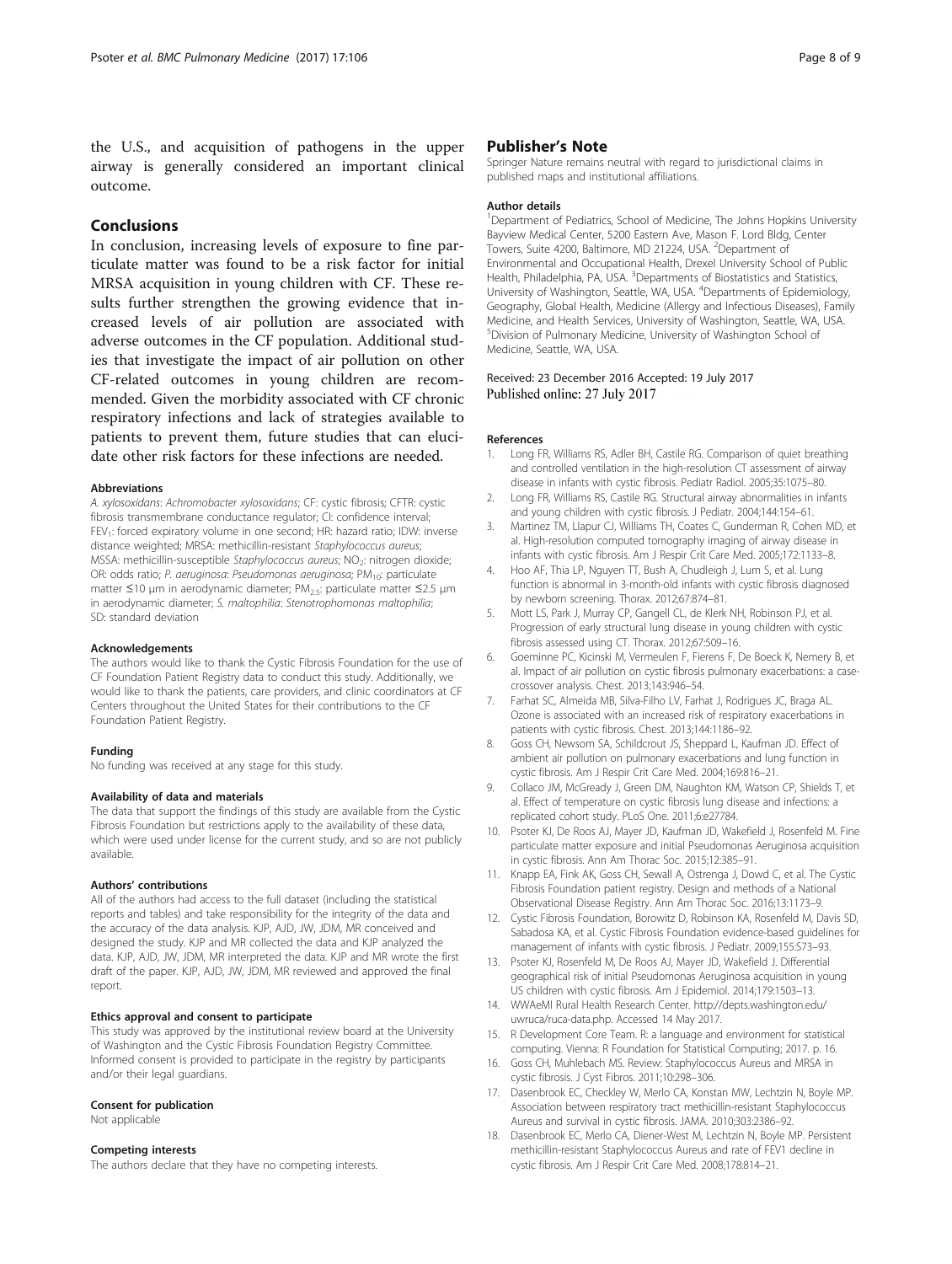the U.S., and acquisition of pathogens in the upper airway is generally considered an important clinical outcome.

## Conclusions

In conclusion, increasing levels of exposure to fine particulate matter was found to be a risk factor for initial MRSA acquisition in young children with CF. These results further strengthen the growing evidence that increased levels of air pollution are associated with adverse outcomes in the CF population. Additional studies that investigate the impact of air pollution on other CF-related outcomes in young children are recommended. Given the morbidity associated with CF chronic respiratory infections and lack of strategies available to patients to prevent them, future studies that can elucidate other risk factors for these infections are needed.

#### Abbreviations

*A. xylosoxidans*: *Achromobacter xylosoxidans*; CF: cystic fibrosis; CFTR: cystic fibrosis transmembrane conductance regulator; CI: confidence interval; $FEV_1$: forced expiratory volume in one second; HR: hazard ratio; IDW: inverse distance weighted; MRSA: methicillin-resistant *Staphylococcus aureus*; MSSA: methicillin-susceptible *Staphylococcus aureus*; $NO_2$: nitrogen dioxide; OR: odds ratio; *P. aeruginosa*: *Pseudomonas aeruginosa*; $PM_{10}$: particulate matter ≤10 μm in aerodynamic diameter; $PM_{2.5}$: particulate matter ≤2.5 μm in aerodynamic diameter; *S. maltophilia*: *Stenotrophomonas maltophilia*; SD: standard deviation

#### Acknowledgements

The authors would like to thank the Cystic Fibrosis Foundation for the use of CF Foundation Patient Registry data to conduct this study. Additionally, we would like to thank the patients, care providers, and clinic coordinators at CF Centers throughout the United States for their contributions to the CF Foundation Patient Registry.

#### Funding

No funding was received at any stage for this study.

#### Availability of data and materials

The data that support the findings of this study are available from the Cystic Fibrosis Foundation but restrictions apply to the availability of these data, which were used under license for the current study, and so are not publicly available.

#### Authors' contributions

All of the authors had access to the full dataset (including the statistical reports and tables) and take responsibility for the integrity of the data and the accuracy of the data analysis. KJP, AJD, JW, JDM, MR conceived and designed the study. KJP and MR collected the data and KJP analyzed the data. KJP, AJD, JW, JDM, MR interpreted the data. KJP and MR wrote the first draft of the paper. KJP, AJD, JW, JDM, MR reviewed and approved the final report.

#### Ethics approval and consent to participate

This study was approved by the institutional review board at the University of Washington and the Cystic Fibrosis Foundation Registry Committee. Informed consent is provided to participate in the registry by participants and/or their legal guardians.

#### Consent for publication

Not applicable

#### Competing interests

The authors declare that they have no competing interests.

## Publisher's Note

Springer Nature remains neutral with regard to jurisdictional claims in published maps and institutional affiliations.

#### Author details

[1]Department of Pediatrics, School of Medicine, The Johns Hopkins University Bayview Medical Center, 5200 Eastern Ave, Mason F. Lord Bldg, Center Towers, Suite 4200, Baltimore, MD 21224, USA. [2]Department of Environmental and Occupational Health, Drexel University School of Public Health, Philadelphia, PA, USA. [3]Departments of Biostatistics and Statistics, University of Washington, Seattle, WA, USA. [4]Departments of Epidemiology, Geography, Global Health, Medicine (Allergy and Infectious Diseases), Family Medicine, and Health Services, University of Washington, Seattle, WA, USA. [5]Division of Pulmonary Medicine, University of Washington School of Medicine, Seattle, WA, USA.

Received: 23 December 2016 Accepted: 19 July 2017
Published online: 27 July 2017

#### References

1. Long FR, Williams RS, Adler BH, Castile RG. Comparison of quiet breathing and controlled ventilation in the high-resolution CT assessment of airway disease in infants with cystic fibrosis. Pediatr Radiol. 2005;35:1075–80.
2. Long FR, Williams RS, Castile RG. Structural airway abnormalities in infants and young children with cystic fibrosis. J Pediatr. 2004;144:154–61.
3. Martinez TM, Llapur CJ, Williams TH, Coates C, Gunderman R, Cohen MD, et al. High-resolution computed tomography imaging of airway disease in infants with cystic fibrosis. Am J Respir Crit Care Med. 2005;172:1133–8.
4. Hoo AF, Thia LP, Nguyen TT, Bush A, Chudleigh J, Lum S, et al. Lung function is abnormal in 3-month-old infants with cystic fibrosis diagnosed by newborn screening. Thorax. 2012;67:874–81.
5. Mott LS, Park J, Murray CP, Gangell CL, de Klerk NH, Robinson PJ, et al. Progression of early structural lung disease in young children with cystic fibrosis assessed using CT. Thorax. 2012;67:509–16.
6. Goeminne PC, Kicinski M, Vermeulen F, Fierens F, De Boeck K, Nemery B, et al. Impact of air pollution on cystic fibrosis pulmonary exacerbations: a case-crossover analysis. Chest. 2013;143:946–54.
7. Farhat SC, Almeida MB, Silva-Filho LV, Farhat J, Rodrigues JC, Braga AL. Ozone is associated with an increased risk of respiratory exacerbations in patients with cystic fibrosis. Chest. 2013;144:1186–92.
8. Goss CH, Newsom SA, Schildcrout JS, Sheppard L, Kaufman JD. Effect of ambient air pollution on pulmonary exacerbations and lung function in cystic fibrosis. Am J Respir Crit Care Med. 2004;169:816–21.
9. Collaco JM, McGready J, Green DM, Naughton KM, Watson CP, Shields T, et al. Effect of temperature on cystic fibrosis lung disease and infections: a replicated cohort study. PLoS One. 2011;6:e27784.
10. Psoter KJ, De Roos AJ, Mayer JD, Kaufman JD, Wakefield J, Rosenfeld M. Fine particulate matter exposure and initial Pseudomonas Aeruginosa acquisition in cystic fibrosis. Ann Am Thorac Soc. 2015;12:385–91.
11. Knapp EA, Fink AK, Goss CH, Sewall A, Ostrenga J, Dowd C, et al. The Cystic Fibrosis Foundation patient registry. Design and methods of a National Observational Disease Registry. Ann Am Thorac Soc. 2016;13:1173–9.
12. Cystic Fibrosis Foundation, Borowitz D, Robinson KA, Rosenfeld M, Davis SD, Sabadosa KA, et al. Cystic Fibrosis Foundation evidence-based guidelines for management of infants with cystic fibrosis. J Pediatr. 2009;155:S73–93.
13. Psoter KJ, Rosenfeld M, De Roos AJ, Mayer JD, Wakefield J. Differential geographical risk of initial Pseudomonas Aeruginosa acquisition in young US children with cystic fibrosis. Am J Epidemiol. 2014;179:1503–13.
14. WWAeMI Rural Health Research Center. http://depts.washington.edu/uwruca/ruca-data.php. Accessed 14 May 2017.
15. R Development Core Team. R: a language and environment for statistical computing. Vienna: R Foundation for Statistical Computing; 2017. p. 16.
16. Goss CH, Muhlebach MS. Review: Staphylococcus Aureus and MRSA in cystic fibrosis. J Cyst Fibros. 2011;10:298–306.
17. Dasenbrook EC, Checkley W, Merlo CA, Konstan MW, Lechtzin N, Boyle MP. Association between respiratory tract methicillin-resistant Staphylococcus Aureus and survival in cystic fibrosis. JAMA. 2010;303:2386–92.
18. Dasenbrook EC, Merlo CA, Diener-West M, Lechtzin N, Boyle MP. Persistent methicillin-resistant Staphylococcus Aureus and rate of FEV1 decline in cystic fibrosis. Am J Respir Crit Care Med. 2008;178:814–21.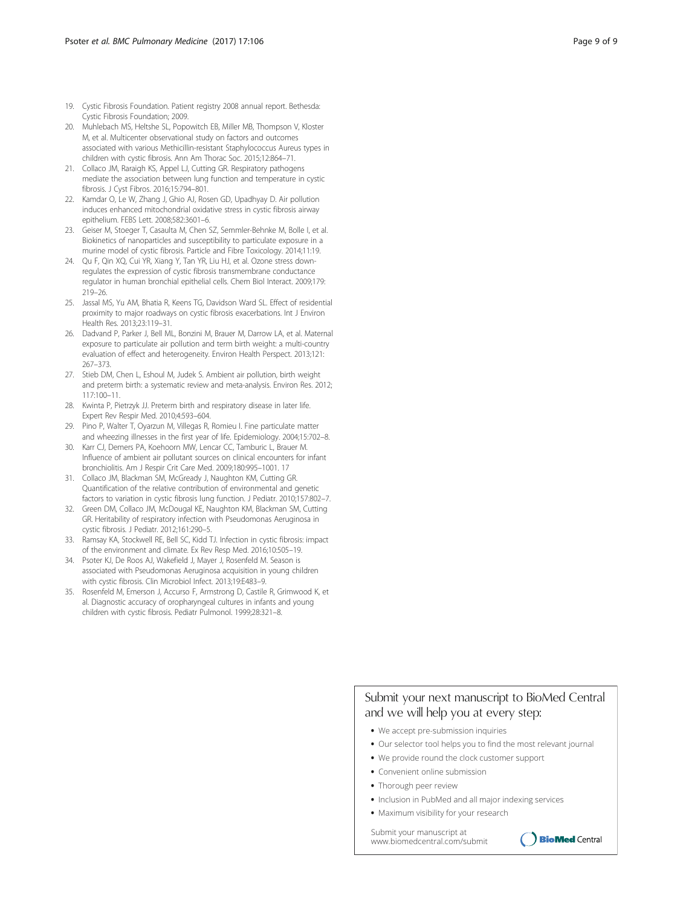19. Cystic Fibrosis Foundation. Patient registry 2008 annual report. Bethesda: Cystic Fibrosis Foundation; 2009.
20. Muhlebach MS, Heltshe SL, Popowitch EB, Miller MB, Thompson V, Kloster M, et al. Multicenter observational study on factors and outcomes associated with various Methicillin-resistant Staphylococcus Aureus types in children with cystic fibrosis. Ann Am Thorac Soc. 2015;12:864–71.
21. Collaco JM, Raraigh KS, Appel LJ, Cutting GR. Respiratory pathogens mediate the association between lung function and temperature in cystic fibrosis. J Cyst Fibros. 2016;15:794–801.
22. Kamdar O, Le W, Zhang J, Ghio AJ, Rosen GD, Upadhyay D. Air pollution induces enhanced mitochondrial oxidative stress in cystic fibrosis airway epithelium. FEBS Lett. 2008;582:3601–6.
23. Geiser M, Stoeger T, Casaulta M, Chen SZ, Semmler-Behnke M, Bolle I, et al. Biokinetics of nanoparticles and susceptibility to particulate exposure in a murine model of cystic fibrosis. Particle and Fibre Toxicology. 2014;11:19.
24. Qu F, Qin XQ, Cui YR, Xiang Y, Tan YR, Liu HJ, et al. Ozone stress down-regulates the expression of cystic fibrosis transmembrane conductance regulator in human bronchial epithelial cells. Chem Biol Interact. 2009;179:219–26.
25. Jassal MS, Yu AM, Bhatia R, Keens TG, Davidson Ward SL. Effect of residential proximity to major roadways on cystic fibrosis exacerbations. Int J Environ Health Res. 2013;23:119–31.
26. Dadvand P, Parker J, Bell ML, Bonzini M, Brauer M, Darrow LA, et al. Maternal exposure to particulate air pollution and term birth weight: a multi-country evaluation of effect and heterogeneity. Environ Health Perspect. 2013;121:267–373.
27. Stieb DM, Chen L, Eshoul M, Judek S. Ambient air pollution, birth weight and preterm birth: a systematic review and meta-analysis. Environ Res. 2012;117:100–11.
28. Kwinta P, Pietrzyk JJ. Preterm birth and respiratory disease in later life. Expert Rev Respir Med. 2010;4:593–604.
29. Pino P, Walter T, Oyarzun M, Villegas R, Romieu I. Fine particulate matter and wheezing illnesses in the first year of life. Epidemiology. 2004;15:702–8.
30. Karr CJ, Demers PA, Koehoorn MW, Lencar CC, Tamburic L, Brauer M. Influence of ambient air pollutant sources on clinical encounters for infant bronchiolitis. Am J Respir Crit Care Med. 2009;180:995–1001. 17
31. Collaco JM, Blackman SM, McGready J, Naughton KM, Cutting GR. Quantification of the relative contribution of environmental and genetic factors to variation in cystic fibrosis lung function. J Pediatr. 2010;157:802–7.
32. Green DM, Collaco JM, McDougal KE, Naughton KM, Blackman SM, Cutting GR. Heritability of respiratory infection with Pseudomonas Aeruginosa in cystic fibrosis. J Pediatr. 2012;161:290–5.
33. Ramsay KA, Stockwell RE, Bell SC, Kidd TJ. Infection in cystic fibrosis: impact of the environment and climate. Ex Rev Resp Med. 2016;10:505–19.
34. Psoter KJ, De Roos AJ, Wakefield J, Mayer J, Rosenfeld M. Season is associated with Pseudomonas Aeruginosa acquisition in young children with cystic fibrosis. Clin Microbiol Infect. 2013;19:E483–9.
35. Rosenfeld M, Emerson J, Accurso F, Armstrong D, Castile R, Grimwood K, et al. Diagnostic accuracy of oropharyngeal cultures in infants and young children with cystic fibrosis. Pediatr Pulmonol. 1999;28:321–8.

Submit your next manuscript to BioMed Central and we will help you at every step:

- We accept pre-submission inquiries
- Our selector tool helps you to find the most relevant journal
- We provide round the clock customer support
- Convenient online submission
- Thorough peer review
- Inclusion in PubMed and all major indexing services
- Maximum visibility for your research

Submit your manuscript at www.biomedcentral.com/submit

BioMed Central